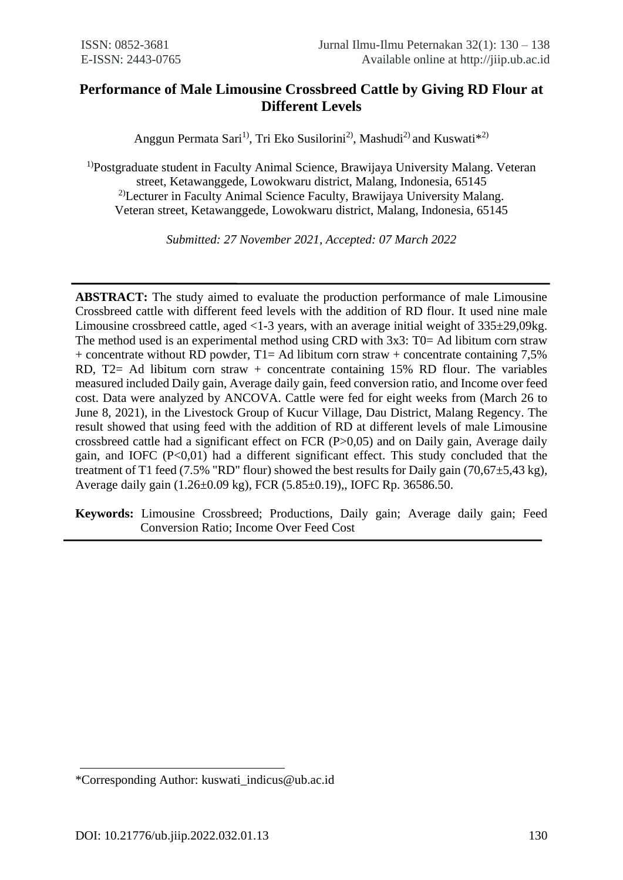# Performance of Male Limousine Crossbreed Cattle by Giving RD Flour at Different Levels

Anggun Permata Sari[1], Tri Eko Susilorini[2], Mashudi[2] and Kuswati*[2]

[1]Postgraduate student in Faculty Animal Science, Brawijaya University Malang. Veteran street, Ketawanggede, Lowokwaru district, Malang, Indonesia, 65145
[2]Lecturer in Faculty Animal Science Faculty, Brawijaya University Malang. Veteran street, Ketawanggede, Lowokwaru district, Malang, Indonesia, 65145

*Submitted: 27 November 2021, Accepted: 07 March 2022*

---

**ABSTRACT:** The study aimed to evaluate the production performance of male Limousine Crossbreed cattle with different feed levels with the addition of RD flour. It used nine male Limousine crossbreed cattle, aged <1-3 years, with an average initial weight of 335±29,09kg. The method used is an experimental method using CRD with 3x3: T0= Ad libitum corn straw + concentrate without RD powder, T1= Ad libitum corn straw + concentrate containing 7,5% RD, T2= Ad libitum corn straw + concentrate containing 15% RD flour. The variables measured included Daily gain, Average daily gain, feed conversion ratio, and Income over feed cost. Data were analyzed by ANCOVA. Cattle were fed for eight weeks from (March 26 to June 8, 2021), in the Livestock Group of Kucur Village, Dau District, Malang Regency. The result showed that using feed with the addition of RD at different levels of male Limousine crossbreed cattle had a significant effect on FCR (P>0,05) and on Daily gain, Average daily gain, and IOFC (P<0,01) had a different significant effect. This study concluded that the treatment of T1 feed (7.5% "RD" flour) showed the best results for Daily gain (70,67±5,43 kg), Average daily gain (1.26±0.09 kg), FCR (5.85±0.19),, IOFC Rp. 36586.50.

**Keywords:** Limousine Crossbreed; Productions, Daily gain; Average daily gain; Feed Conversion Ratio; Income Over Feed Cost

---

*Corresponding Author: kuswati_indicus@ub.ac.id

DOI: 10.21776/ub.jiip.2022.032.01.13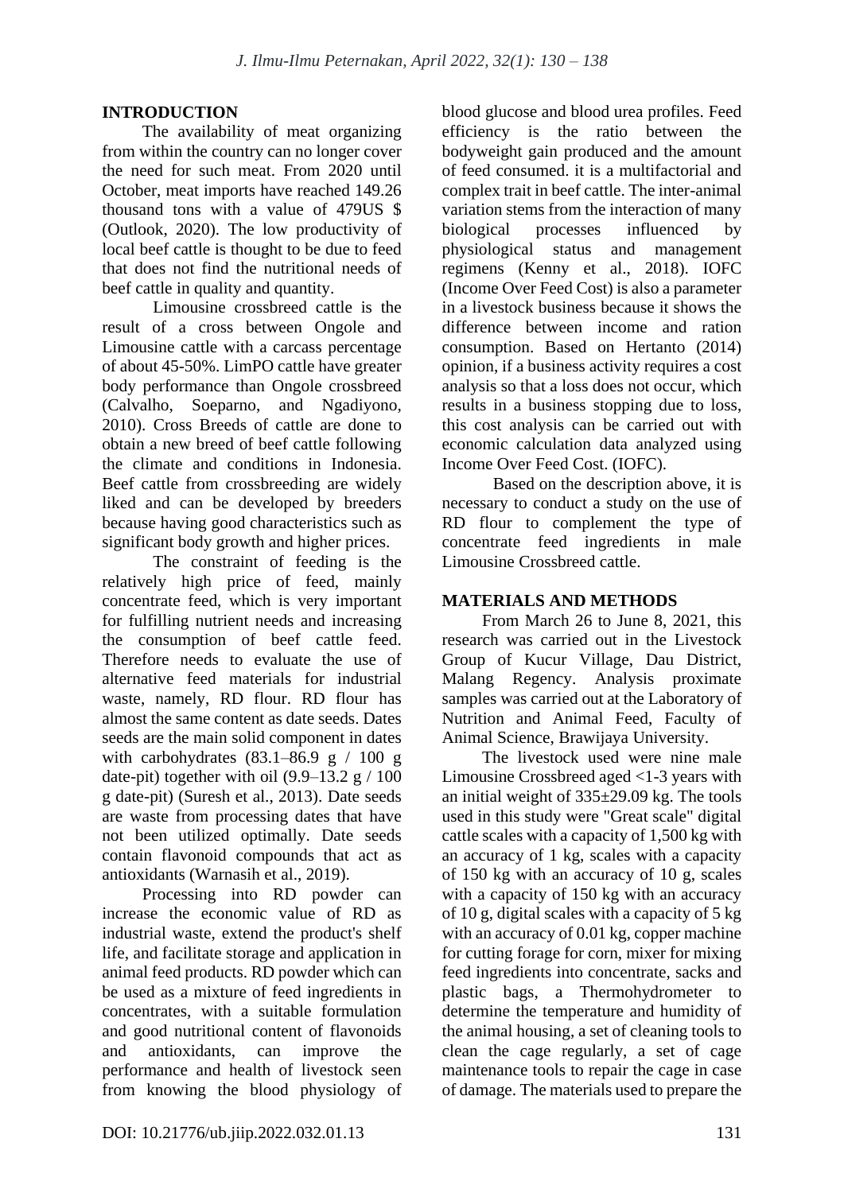## INTRODUCTION

The availability of meat organizing from within the country can no longer cover the need for such meat. From 2020 until October, meat imports have reached 149.26 thousand tons with a value of 479US $ (Outlook, 2020). The low productivity of local beef cattle is thought to be due to feed that does not find the nutritional needs of beef cattle in quality and quantity.

Limousine crossbreed cattle is the result of a cross between Ongole and Limousine cattle with a carcass percentage of about 45-50%. LimPO cattle have greater body performance than Ongole crossbreed (Calvalho, Soeparno, and Ngadiyono, 2010). Cross Breeds of cattle are done to obtain a new breed of beef cattle following the climate and conditions in Indonesia. Beef cattle from crossbreeding are widely liked and can be developed by breeders because having good characteristics such as significant body growth and higher prices.

The constraint of feeding is the relatively high price of feed, mainly concentrate feed, which is very important for fulfilling nutrient needs and increasing the consumption of beef cattle feed. Therefore needs to evaluate the use of alternative feed materials for industrial waste, namely, RD flour. RD flour has almost the same content as date seeds. Dates seeds are the main solid component in dates with carbohydrates (83.1–86.9 g / 100 g date-pit) together with oil (9.9–13.2 g / 100 g date-pit) (Suresh et al., 2013). Date seeds are waste from processing dates that have not been utilized optimally. Date seeds contain flavonoid compounds that act as antioxidants (Warnasih et al., 2019).

Processing into RD powder can increase the economic value of RD as industrial waste, extend the product's shelf life, and facilitate storage and application in animal feed products. RD powder which can be used as a mixture of feed ingredients in concentrates, with a suitable formulation and good nutritional content of flavonoids and antioxidants, can improve the performance and health of livestock seen from knowing the blood physiology of blood glucose and blood urea profiles. Feed efficiency is the ratio between the bodyweight gain produced and the amount of feed consumed. it is a multifactorial and complex trait in beef cattle. The inter-animal variation stems from the interaction of many biological processes influenced by physiological status and management regimens (Kenny et al., 2018). IOFC (Income Over Feed Cost) is also a parameter in a livestock business because it shows the difference between income and ration consumption. Based on Hertanto (2014) opinion, if a business activity requires a cost analysis so that a loss does not occur, which results in a business stopping due to loss, this cost analysis can be carried out with economic calculation data analyzed using Income Over Feed Cost. (IOFC).

Based on the description above, it is necessary to conduct a study on the use of RD flour to complement the type of concentrate feed ingredients in male Limousine Crossbreed cattle.

## MATERIALS AND METHODS

From March 26 to June 8, 2021, this research was carried out in the Livestock Group of Kucur Village, Dau District, Malang Regency. Analysis proximate samples was carried out at the Laboratory of Nutrition and Animal Feed, Faculty of Animal Science, Brawijaya University.

The livestock used were nine male Limousine Crossbreed aged <1-3 years with an initial weight of 335±29.09 kg. The tools used in this study were "Great scale" digital cattle scales with a capacity of 1,500 kg with an accuracy of 1 kg, scales with a capacity of 150 kg with an accuracy of 10 g, scales with a capacity of 150 kg with an accuracy of 10 g, digital scales with a capacity of 5 kg with an accuracy of 0.01 kg, copper machine for cutting forage for corn, mixer for mixing feed ingredients into concentrate, sacks and plastic bags, a Thermohydrometer to determine the temperature and humidity of the animal housing, a set of cleaning tools to clean the cage regularly, a set of cage maintenance tools to repair the cage in case of damage. The materials used to prepare the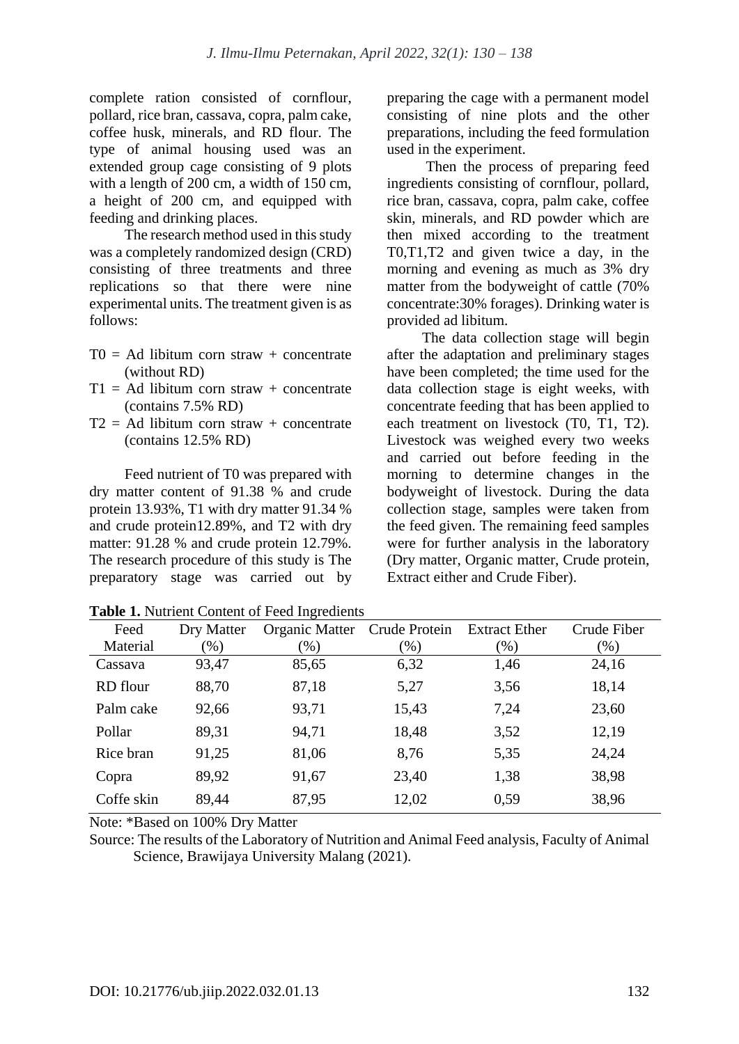complete ration consisted of cornflour, pollard, rice bran, cassava, copra, palm cake, coffee husk, minerals, and RD flour. The type of animal housing used was an extended group cage consisting of 9 plots with a length of 200 cm, a width of 150 cm, a height of 200 cm, and equipped with feeding and drinking places.

The research method used in this study was a completely randomized design (CRD) consisting of three treatments and three replications so that there were nine experimental units. The treatment given is as follows:

- T0 = Ad libitum corn straw + concentrate (without RD)
- T1 = Ad libitum corn straw + concentrate (contains 7.5% RD)
- T2 = Ad libitum corn straw + concentrate (contains 12.5% RD)

Feed nutrient of T0 was prepared with dry matter content of 91.38 % and crude protein 13.93%, T1 with dry matter 91.34 % and crude protein12.89%, and T2 with dry matter: 91.28 % and crude protein 12.79%. The research procedure of this study is The preparatory stage was carried out by preparing the cage with a permanent model consisting of nine plots and the other preparations, including the feed formulation used in the experiment.

Then the process of preparing feed ingredients consisting of cornflour, pollard, rice bran, cassava, copra, palm cake, coffee skin, minerals, and RD powder which are then mixed according to the treatment T0,T1,T2 and given twice a day, in the morning and evening as much as 3% dry matter from the bodyweight of cattle (70% concentrate:30% forages). Drinking water is provided ad libitum.

The data collection stage will begin after the adaptation and preliminary stages have been completed; the time used for the data collection stage is eight weeks, with concentrate feeding that has been applied to each treatment on livestock (T0, T1, T2). Livestock was weighed every two weeks and carried out before feeding in the morning to determine changes in the bodyweight of livestock. During the data collection stage, samples were taken from the feed given. The remaining feed samples were for further analysis in the laboratory (Dry matter, Organic matter, Crude protein, Extract either and Crude Fiber).

**Table 1.** Nutrient Content of Feed Ingredients

| Feed Material | Dry Matter (%) | Organic Matter (%) | Crude Protein (%) | Extract Ether (%) | Crude Fiber (%) |
|---|---|---|---|---|---|
| Cassava | 93,47 | 85,65 | 6,32 | 1,46 | 24,16 |
| RD flour | 88,70 | 87,18 | 5,27 | 3,56 | 18,14 |
| Palm cake | 92,66 | 93,71 | 15,43 | 7,24 | 23,60 |
| Pollar | 89,31 | 94,71 | 18,48 | 3,52 | 12,19 |
| Rice bran | 91,25 | 81,06 | 8,76 | 5,35 | 24,24 |
| Copra | 89,92 | 91,67 | 23,40 | 1,38 | 38,98 |
| Coffe skin | 89,44 | 87,95 | 12,02 | 0,59 | 38,96 |

Note: *Based on 100% Dry Matter

Source: The results of the Laboratory of Nutrition and Animal Feed analysis, Faculty of Animal Science, Brawijaya University Malang (2021).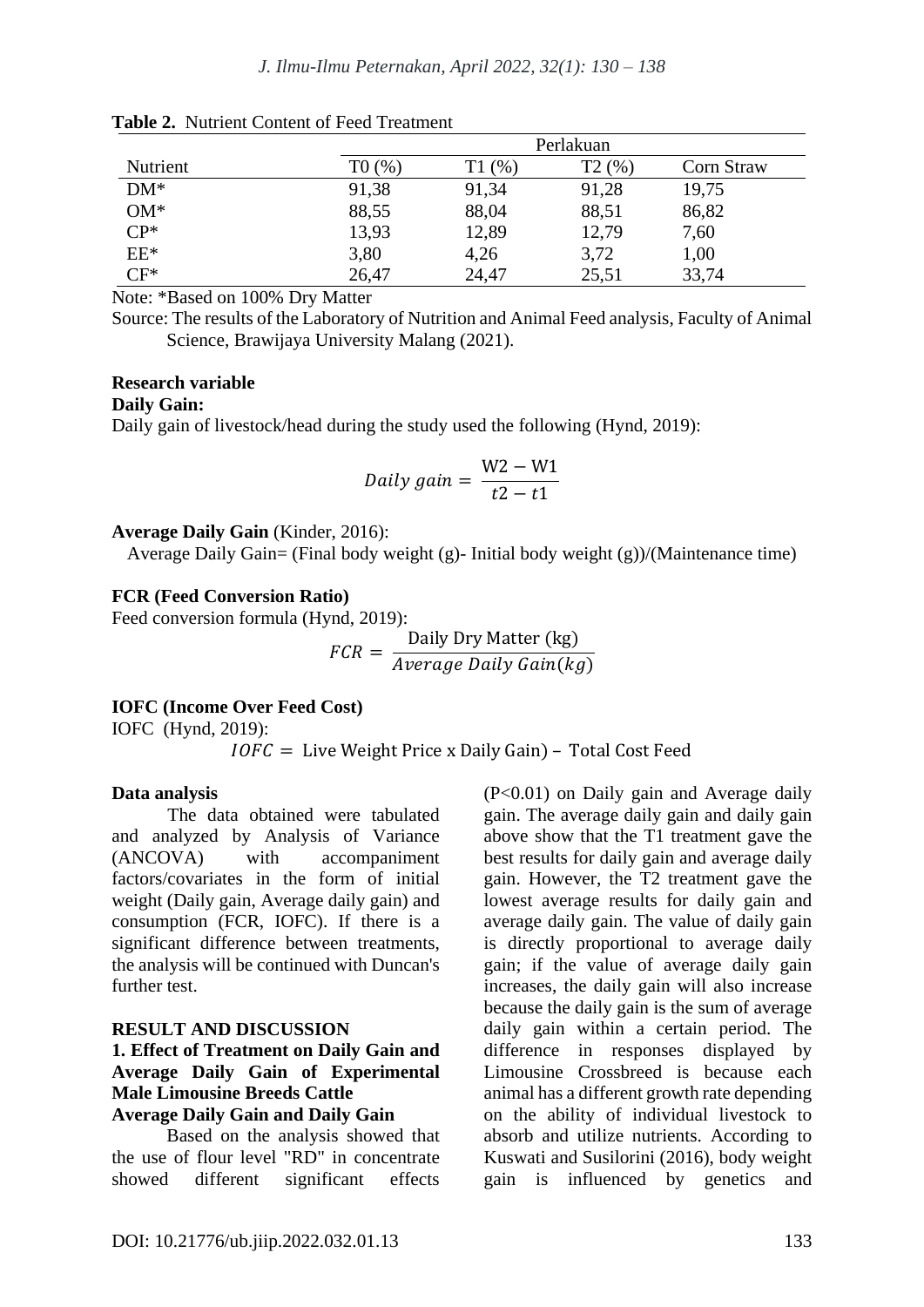**Table 2.** Nutrient Content of Feed Treatment

| Nutrient | Perlakuan | | | |
|---|---|---|---|---|
| | T0 (%) | T1 (%) | T2 (%) | Corn Straw |
| DM* | 91,38 | 91,34 | 91,28 | 19,75 |
| OM* | 88,55 | 88,04 | 88,51 | 86,82 |
| CP* | 13,93 | 12,89 | 12,79 | 7,60 |
| EE* | 3,80 | 4,26 | 3,72 | 1,00 |
| CF* | 26,47 | 24,47 | 25,51 | 33,74 |

Note: *Based on 100% Dry Matter

Source: The results of the Laboratory of Nutrition and Animal Feed analysis, Faculty of Animal Science, Brawijaya University Malang (2021).

### Research variable

**Daily Gain:**

Daily gain of livestock/head during the study used the following (Hynd, 2019):

$$Daily\ gain = \frac{\mathrm{W2} - \mathrm{W1}}{t2 - t1}$$

**Average Daily Gain** (Kinder, 2016):

Average Daily Gain= (Final body weight (g)- Initial body weight (g))/(Maintenance time)

**FCR (Feed Conversion Ratio)**

Feed conversion formula (Hynd, 2019):

$$FCR = \frac{\text{Daily Dry Matter (kg)}}{Average\ Daily\ Gain(kg)}$$

**IOFC (Income Over Feed Cost)**

IOFC (Hynd, 2019):

$$IOFC = \text{Live Weight Price x Daily Gain)} - \text{Total Cost Feed}$$

**Data analysis**

The data obtained were tabulated and analyzed by Analysis of Variance (ANCOVA) with accompaniment factors/covariates in the form of initial weight (Daily gain, Average daily gain) and consumption (FCR, IOFC). If there is a significant difference between treatments, the analysis will be continued with Duncan's further test.

## RESULT AND DISCUSSION

### 1. Effect of Treatment on Daily Gain and Average Daily Gain of Experimental Male Limousine Breeds Cattle

**Average Daily Gain and Daily Gain**

Based on the analysis showed that the use of flour level "RD" in concentrate showed different significant effects ($P<0.01$) on Daily gain and Average daily gain. The average daily gain and daily gain above show that the T1 treatment gave the best results for daily gain and average daily gain. However, the T2 treatment gave the lowest average results for daily gain and average daily gain. The value of daily gain is directly proportional to average daily gain; if the value of average daily gain increases, the daily gain will also increase because the daily gain is the sum of average daily gain within a certain period. The difference in responses displayed by Limousine Crossbreed is because each animal has a different growth rate depending on the ability of individual livestock to absorb and utilize nutrients. According to Kuswati and Susilorini (2016), body weight gain is influenced by genetics and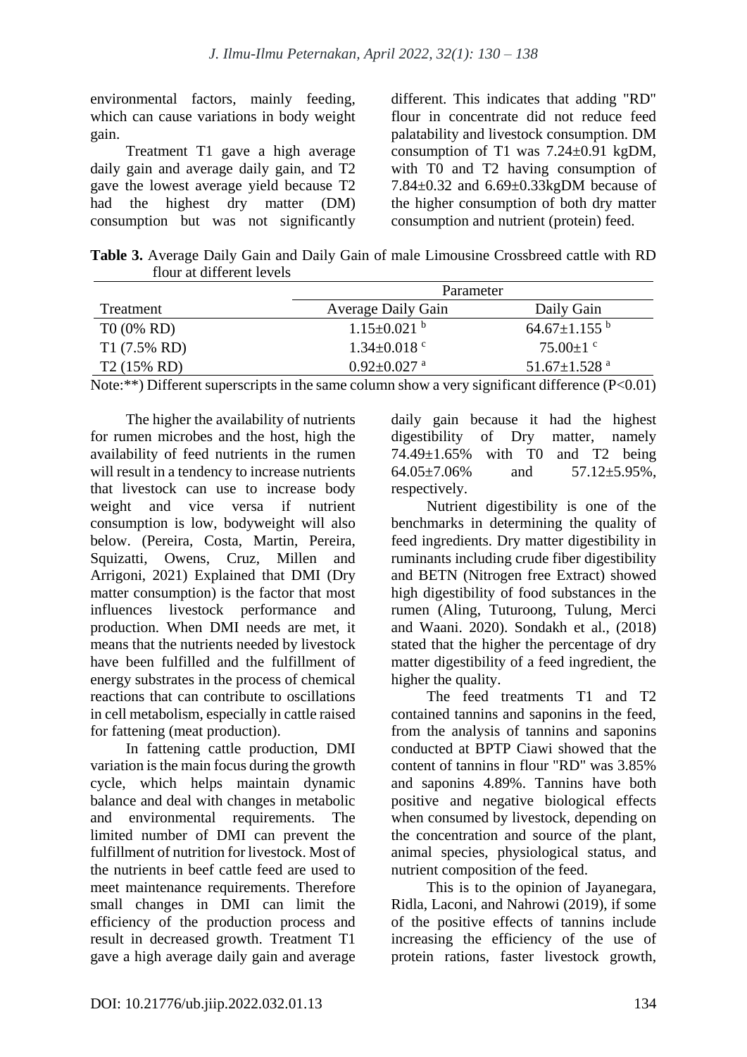environmental factors, mainly feeding, which can cause variations in body weight gain.

Treatment T1 gave a high average daily gain and average daily gain, and T2 gave the lowest average yield because T2 had the highest dry matter (DM) consumption but was not significantly different. This indicates that adding "RD" flour in concentrate did not reduce feed palatability and livestock consumption. DM consumption of T1 was 7.24±0.91 kgDM, with T0 and T2 having consumption of 7.84±0.32 and 6.69±0.33kgDM because of the higher consumption of both dry matter consumption and nutrient (protein) feed.

**Table 3.** Average Daily Gain and Daily Gain of male Limousine Crossbreed cattle with RD flour at different levels

| Treatment | Parameter | |
|---|---|---|
| | Average Daily Gain | Daily Gain |
| T0 (0% RD) | $1.15±0.021^{b}$ | $64.67±1.155^{b}$ |
| T1 (7.5% RD) | $1.34±0.018^{c}$ | $75.00±1^{c}$ |
| T2 (15% RD) | $0.92±0.027^{a}$ | $51.67±1.528^{a}$ |

Note:**) Different superscripts in the same column show a very significant difference (P<0.01)

The higher the availability of nutrients for rumen microbes and the host, high the availability of feed nutrients in the rumen will result in a tendency to increase nutrients that livestock can use to increase body weight and vice versa if nutrient consumption is low, bodyweight will also below. (Pereira, Costa, Martin, Pereira, Squizatti, Owens, Cruz, Millen and Arrigoni, 2021) Explained that DMI (Dry matter consumption) is the factor that most influences livestock performance and production. When DMI needs are met, it means that the nutrients needed by livestock have been fulfilled and the fulfillment of energy substrates in the process of chemical reactions that can contribute to oscillations in cell metabolism, especially in cattle raised for fattening (meat production).

In fattening cattle production, DMI variation is the main focus during the growth cycle, which helps maintain dynamic balance and deal with changes in metabolic and environmental requirements. The limited number of DMI can prevent the fulfillment of nutrition for livestock. Most of the nutrients in beef cattle feed are used to meet maintenance requirements. Therefore small changes in DMI can limit the efficiency of the production process and result in decreased growth. Treatment T1 gave a high average daily gain and average daily gain because it had the highest digestibility of Dry matter, namely 74.49±1.65% with T0 and T2 being 64.05±7.06% and 57.12±5.95%, respectively.

Nutrient digestibility is one of the benchmarks in determining the quality of feed ingredients. Dry matter digestibility in ruminants including crude fiber digestibility and BETN (Nitrogen free Extract) showed high digestibility of food substances in the rumen (Aling, Tuturoong, Tulung, Merci and Waani. 2020). Sondakh et al., (2018) stated that the higher the percentage of dry matter digestibility of a feed ingredient, the higher the quality.

The feed treatments T1 and T2 contained tannins and saponins in the feed, from the analysis of tannins and saponins conducted at BPTP Ciawi showed that the content of tannins in flour "RD" was 3.85% and saponins 4.89%. Tannins have both positive and negative biological effects when consumed by livestock, depending on the concentration and source of the plant, animal species, physiological status, and nutrient composition of the feed.

This is to the opinion of Jayanegara, Ridla, Laconi, and Nahrowi (2019), if some of the positive effects of tannins include increasing the efficiency of the use of protein rations, faster livestock growth,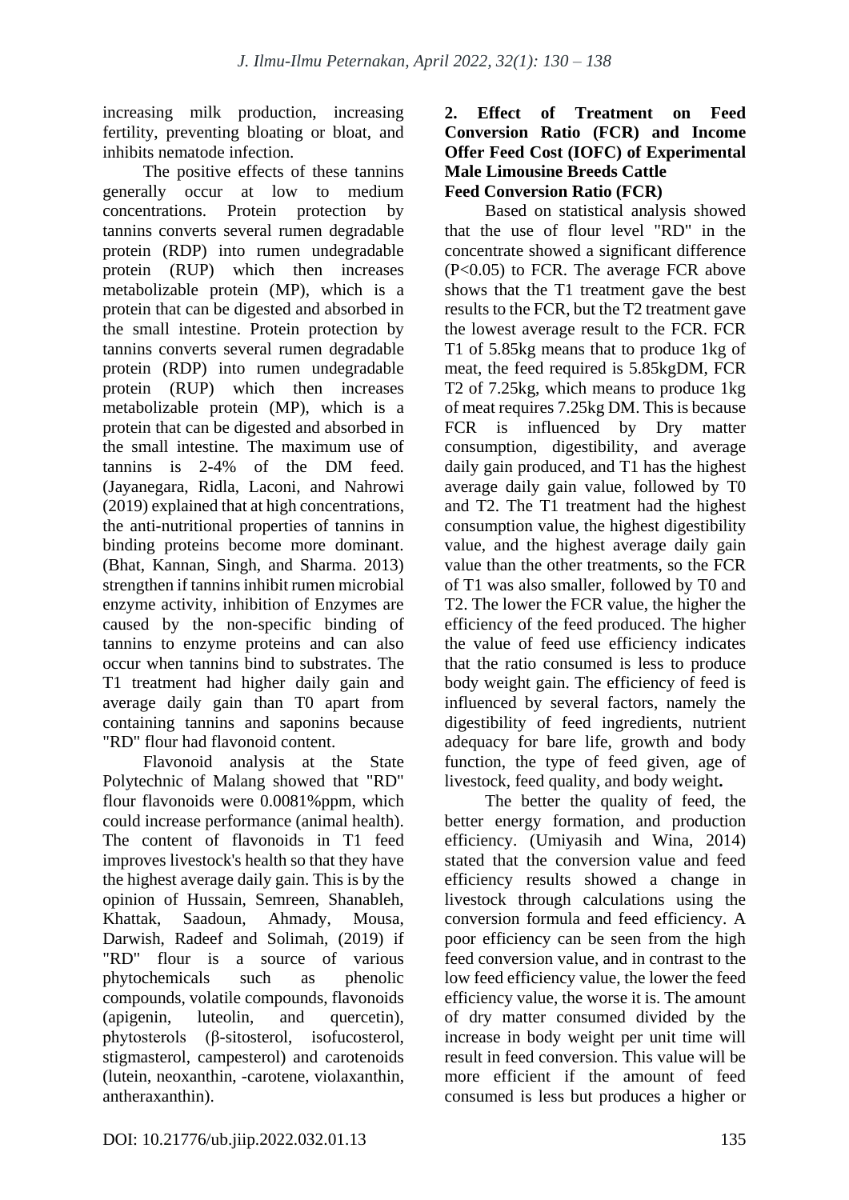increasing milk production, increasing fertility, preventing bloating or bloat, and inhibits nematode infection.

The positive effects of these tannins generally occur at low to medium concentrations. Protein protection by tannins converts several rumen degradable protein (RDP) into rumen undegradable protein (RUP) which then increases metabolizable protein (MP), which is a protein that can be digested and absorbed in the small intestine. Protein protection by tannins converts several rumen degradable protein (RDP) into rumen undegradable protein (RUP) which then increases metabolizable protein (MP), which is a protein that can be digested and absorbed in the small intestine. The maximum use of tannins is 2-4% of the DM feed. (Jayanegara, Ridla, Laconi, and Nahrowi (2019) explained that at high concentrations, the anti-nutritional properties of tannins in binding proteins become more dominant. (Bhat, Kannan, Singh, and Sharma. 2013) strengthen if tannins inhibit rumen microbial enzyme activity, inhibition of Enzymes are caused by the non-specific binding of tannins to enzyme proteins and can also occur when tannins bind to substrates. The T1 treatment had higher daily gain and average daily gain than T0 apart from containing tannins and saponins because "RD" flour had flavonoid content.

Flavonoid analysis at the State Polytechnic of Malang showed that "RD" flour flavonoids were 0.0081%ppm, which could increase performance (animal health). The content of flavonoids in T1 feed improves livestock's health so that they have the highest average daily gain. This is by the opinion of Hussain, Semreen, Shanableh, Khattak, Saadoun, Ahmady, Mousa, Darwish, Radeef and Solimah, (2019) if "RD" flour is a source of various phytochemicals such as phenolic compounds, volatile compounds, flavonoids (apigenin, luteolin, and quercetin), phytosterols (β-sitosterol, isofucosterol, stigmasterol, campesterol) and carotenoids (lutein, neoxanthin, -carotene, violaxanthin, antheraxanthin).

**2. Effect of Treatment on Feed Conversion Ratio (FCR) and Income Offer Feed Cost (IOFC) of Experimental Male Limousine Breeds Cattle**

**Feed Conversion Ratio (FCR)**

Based on statistical analysis showed that the use of flour level "RD" in the concentrate showed a significant difference ($P<0.05$) to FCR. The average FCR above shows that the T1 treatment gave the best results to the FCR, but the T2 treatment gave the lowest average result to the FCR. FCR T1 of 5.85kg means that to produce 1kg of meat, the feed required is 5.85kgDM, FCR T2 of 7.25kg, which means to produce 1kg of meat requires 7.25kg DM. This is because FCR is influenced by Dry matter consumption, digestibility, and average daily gain produced, and T1 has the highest average daily gain value, followed by T0 and T2. The T1 treatment had the highest consumption value, the highest digestibility value, and the highest average daily gain value than the other treatments, so the FCR of T1 was also smaller, followed by T0 and T2. The lower the FCR value, the higher the efficiency of the feed produced. The higher the value of feed use efficiency indicates that the ratio consumed is less to produce body weight gain. The efficiency of feed is influenced by several factors, namely the digestibility of feed ingredients, nutrient adequacy for bare life, growth and body function, the type of feed given, age of livestock, feed quality, and body weight**.**

The better the quality of feed, the better energy formation, and production efficiency. (Umiyasih and Wina, 2014) stated that the conversion value and feed efficiency results showed a change in livestock through calculations using the conversion formula and feed efficiency. A poor efficiency can be seen from the high feed conversion value, and in contrast to the low feed efficiency value, the lower the feed efficiency value, the worse it is. The amount of dry matter consumed divided by the increase in body weight per unit time will result in feed conversion. This value will be more efficient if the amount of feed consumed is less but produces a higher or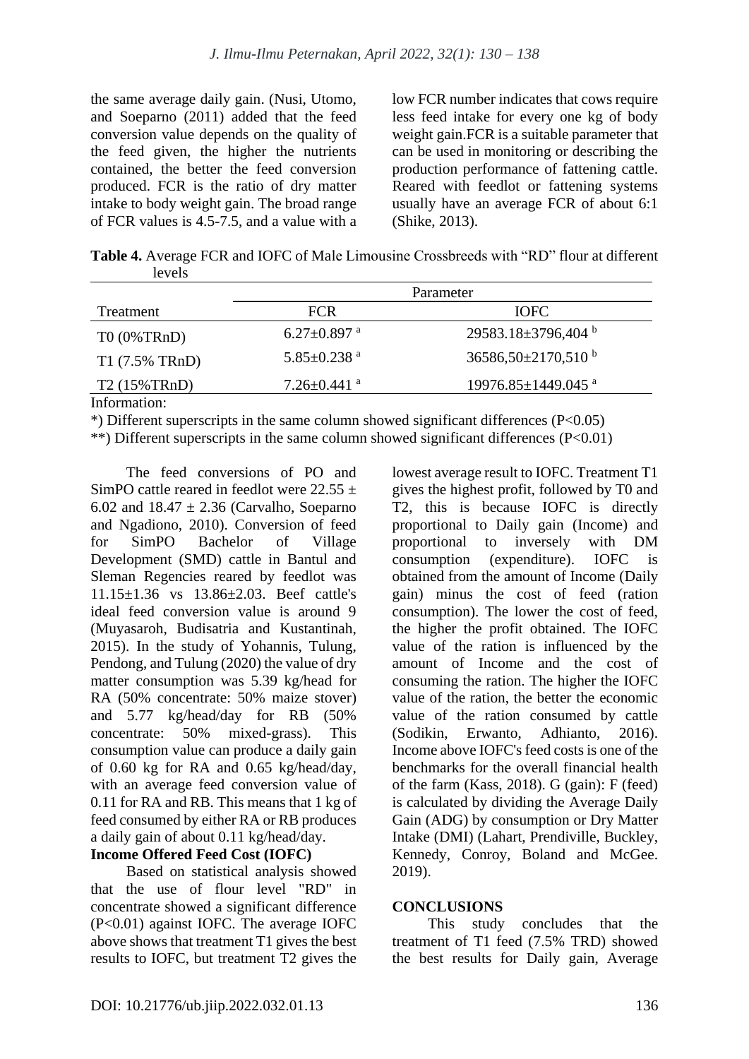the same average daily gain. (Nusi, Utomo, and Soeparno (2011) added that the feed conversion value depends on the quality of the feed given, the higher the nutrients contained, the better the feed conversion produced. FCR is the ratio of dry matter intake to body weight gain. The broad range of FCR values is 4.5-7.5, and a value with a low FCR number indicates that cows require less feed intake for every one kg of body weight gain.FCR is a suitable parameter that can be used in monitoring or describing the production performance of fattening cattle. Reared with feedlot or fattening systems usually have an average FCR of about 6:1 (Shike, 2013).

**Table 4.** Average FCR and IOFC of Male Limousine Crossbreeds with "RD" flour at different levels

| Treatment | Parameter | |
|---|---|---|
| | FCR | IOFC |
| T0 (0%TRnD) | 6.27±0.897 [a] | 29583.18±3796,404 [b] |
| T1 (7.5% TRnD) | 5.85±0.238 [a] | 36586,50±2170,510 [b] |
| T2 (15%TRnD) | 7.26±0.441 [a] | 19976.85±1449.045 [a] |

Information:

*) Different superscripts in the same column showed significant differences ($P<0.05$)

**) Different superscripts in the same column showed significant differences ($P<0.01$)

The feed conversions of PO and SimPO cattle reared in feedlot were 22.55 ± 6.02 and 18.47 ± 2.36 (Carvalho, Soeparno and Ngadiono, 2010). Conversion of feed for SimPO Bachelor of Village Development (SMD) cattle in Bantul and Sleman Regencies reared by feedlot was 11.15±1.36 vs 13.86±2.03. Beef cattle's ideal feed conversion value is around 9 (Muyasaroh, Budisatria and Kustantinah, 2015). In the study of Yohannis, Tulung, Pendong, and Tulung (2020) the value of dry matter consumption was 5.39 kg/head for RA (50% concentrate: 50% maize stover) and 5.77 kg/head/day for RB (50% concentrate: 50% mixed-grass). This consumption value can produce a daily gain of 0.60 kg for RA and 0.65 kg/head/day, with an average feed conversion value of 0.11 for RA and RB. This means that 1 kg of feed consumed by either RA or RB produces a daily gain of about 0.11 kg/head/day.

**Income Offered Feed Cost (IOFC)**

Based on statistical analysis showed that the use of flour level "RD" in concentrate showed a significant difference ($P<0.01$) against IOFC. The average IOFC above shows that treatment T1 gives the best results to IOFC, but treatment T2 gives the lowest average result to IOFC. Treatment T1 gives the highest profit, followed by T0 and T2, this is because IOFC is directly proportional to Daily gain (Income) and proportional to inversely with DM consumption (expenditure). IOFC is obtained from the amount of Income (Daily gain) minus the cost of feed (ration consumption). The lower the cost of feed, the higher the profit obtained. The IOFC value of the ration is influenced by the amount of Income and the cost of consuming the ration. The higher the IOFC value of the ration, the better the economic value of the ration consumed by cattle (Sodikin, Erwanto, Adhianto, 2016). Income above IOFC's feed costs is one of the benchmarks for the overall financial health of the farm (Kass, 2018). G (gain): F (feed) is calculated by dividing the Average Daily Gain (ADG) by consumption or Dry Matter Intake (DMI) (Lahart, Prendiville, Buckley, Kennedy, Conroy, Boland and McGee. 2019).

## CONCLUSIONS

This study concludes that the treatment of T1 feed (7.5% TRD) showed the best results for Daily gain, Average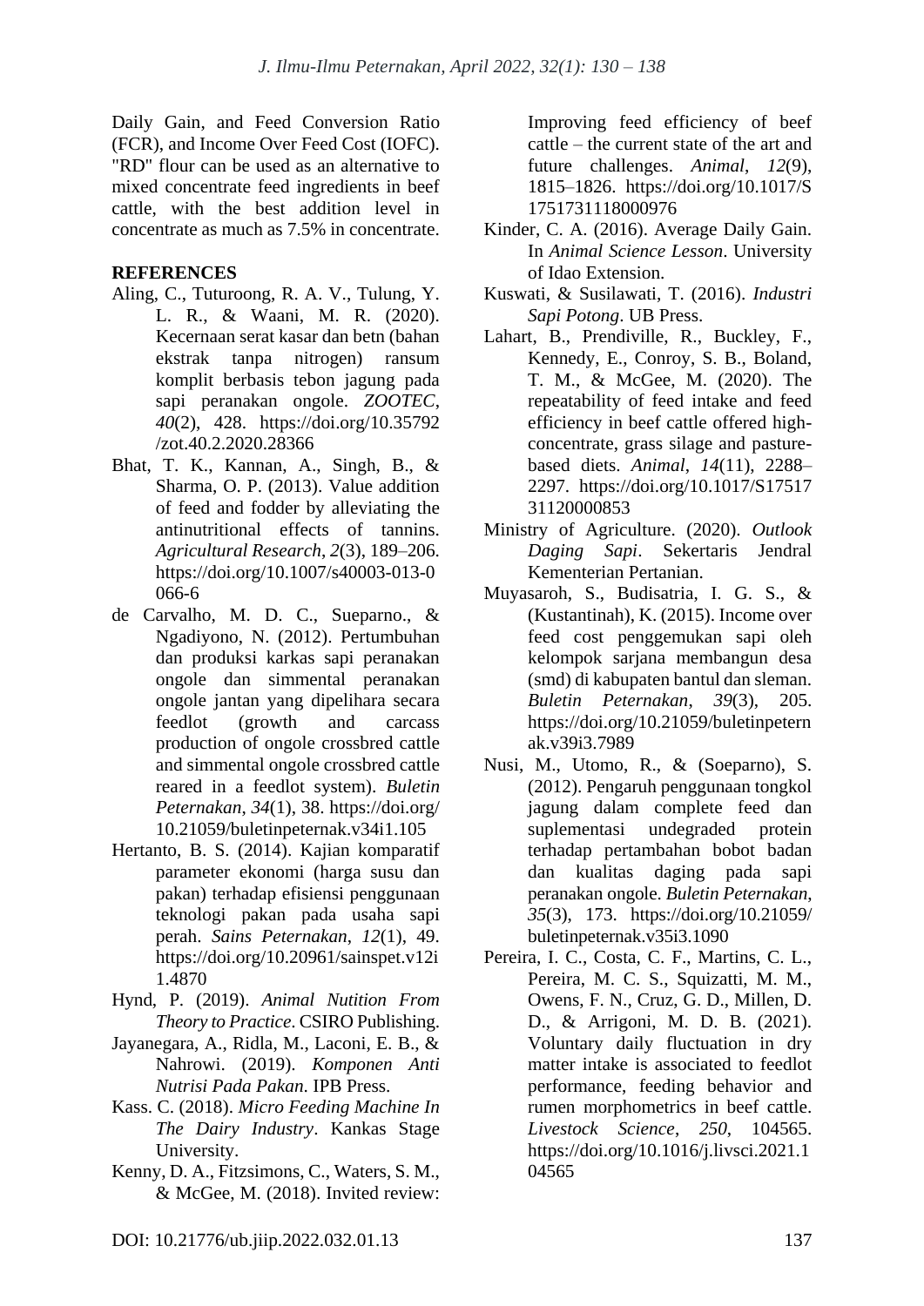Daily Gain, and Feed Conversion Ratio (FCR), and Income Over Feed Cost (IOFC). "RD" flour can be used as an alternative to mixed concentrate feed ingredients in beef cattle, with the best addition level in concentrate as much as 7.5% in concentrate.

**REFERENCES**

Aling, C., Tuturoong, R. A. V., Tulung, Y. L. R., & Waani, M. R. (2020). Kecernaan serat kasar dan betn (bahan ekstrak tanpa nitrogen) ransum komplit berbasis tebon jagung pada sapi peranakan ongole. *ZOOTEC*, *40*(2), 428. https://doi.org/10.35792/zot.40.2.2020.28366

Bhat, T. K., Kannan, A., Singh, B., & Sharma, O. P. (2013). Value addition of feed and fodder by alleviating the antinutritional effects of tannins. *Agricultural Research*, *2*(3), 189–206. https://doi.org/10.1007/s40003-013-0066-6

de Carvalho, M. D. C., Sueparno., & Ngadiyono, N. (2012). Pertumbuhan dan produksi karkas sapi peranakan ongole dan simmental peranakan ongole jantan yang dipelihara secara feedlot (growth and carcass production of ongole crossbred cattle and simmental ongole crossbred cattle reared in a feedlot system). *Buletin Peternakan*, *34*(1), 38. https://doi.org/10.21059/buletinpeternak.v34i1.105

Hertanto, B. S. (2014). Kajian komparatif parameter ekonomi (harga susu dan pakan) terhadap efisiensi penggunaan teknologi pakan pada usaha sapi perah. *Sains Peternakan*, *12*(1), 49. https://doi.org/10.20961/sainspet.v12i1.4870

Hynd, P. (2019). *Animal Nutition From Theory to Practice*. CSIRO Publishing.

Jayanegara, A., Ridla, M., Laconi, E. B., & Nahrowi. (2019). *Komponen Anti Nutrisi Pada Pakan*. IPB Press.

Kass. C. (2018). *Micro Feeding Machine In The Dairy Industry*. Kankas Stage University.

Kenny, D. A., Fitzsimons, C., Waters, S. M., & McGee, M. (2018). Invited review: Improving feed efficiency of beef cattle – the current state of the art and future challenges. *Animal*, *12*(9), 1815–1826. https://doi.org/10.1017/S1751731118000976

Kinder, C. A. (2016). Average Daily Gain. In *Animal Science Lesson*. University of Idao Extension.

Kuswati, & Susilawati, T. (2016). *Industri Sapi Potong*. UB Press.

Lahart, B., Prendiville, R., Buckley, F., Kennedy, E., Conroy, S. B., Boland, T. M., & McGee, M. (2020). The repeatability of feed intake and feed efficiency in beef cattle offered high-concentrate, grass silage and pasture-based diets. *Animal*, *14*(11), 2288–2297. https://doi.org/10.1017/S1751731120000853

Ministry of Agriculture. (2020). *Outlook Daging Sapi*. Sekertaris Jendral Kementerian Pertanian.

Muyasaroh, S., Budisatria, I. G. S., & (Kustantinah), K. (2015). Income over feed cost penggemukan sapi oleh kelompok sarjana membangun desa (smd) di kabupaten bantul dan sleman. *Buletin Peternakan*, *39*(3), 205. https://doi.org/10.21059/buletinpeternak.v39i3.7989

Nusi, M., Utomo, R., & (Soeparno), S. (2012). Pengaruh penggunaan tongkol jagung dalam complete feed dan suplementasi undegraded protein terhadap pertambahan bobot badan dan kualitas daging pada sapi peranakan ongole. *Buletin Peternakan*, *35*(3), 173. https://doi.org/10.21059/buletinpeternak.v35i3.1090

Pereira, I. C., Costa, C. F., Martins, C. L., Pereira, M. C. S., Squizatti, M. M., Owens, F. N., Cruz, G. D., Millen, D. D., & Arrigoni, M. D. B. (2021). Voluntary daily fluctuation in dry matter intake is associated to feedlot performance, feeding behavior and rumen morphometrics in beef cattle. *Livestock Science*, *250*, 104565. https://doi.org/10.1016/j.livsci.2021.104565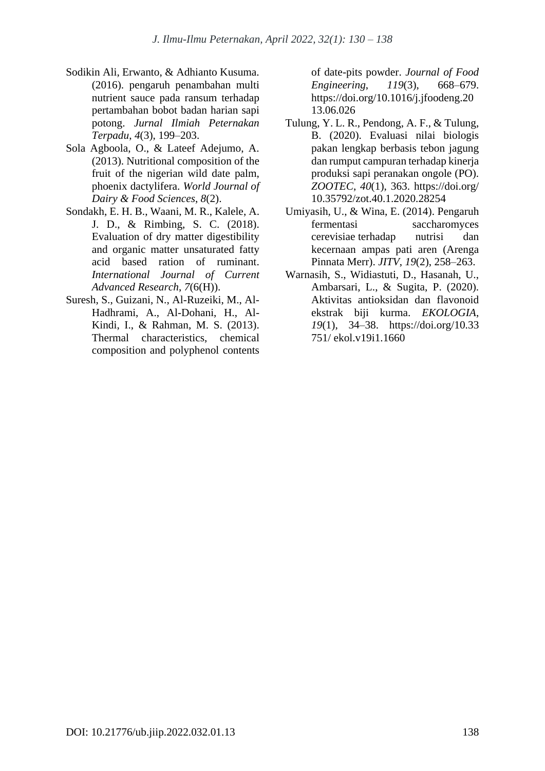Sodikin Ali, Erwanto, & Adhianto Kusuma. (2016). pengaruh penambahan multi nutrient sauce pada ransum terhadap pertambahan bobot badan harian sapi potong. *Jurnal Ilmiah Peternakan Terpadu*, *4*(3), 199–203.

Sola Agboola, O., & Lateef Adejumo, A. (2013). Nutritional composition of the fruit of the nigerian wild date palm, phoenix dactylifera. *World Journal of Dairy & Food Sciences*, *8*(2).

Sondakh, E. H. B., Waani, M. R., Kalele, A. J. D., & Rimbing, S. C. (2018). Evaluation of dry matter digestibility and organic matter unsaturated fatty acid based ration of ruminant. *International Journal of Current Advanced Research*, *7*(6(H)).

Suresh, S., Guizani, N., Al-Ruzeiki, M., Al-Hadhrami, A., Al-Dohani, H., Al-Kindi, I., & Rahman, M. S. (2013). Thermal characteristics, chemical composition and polyphenol contents of date-pits powder. *Journal of Food Engineering*, *119*(3), 668–679. https://doi.org/10.1016/j.jfoodeng.2013.06.026

Tulung, Y. L. R., Pendong, A. F., & Tulung, B. (2020). Evaluasi nilai biologis pakan lengkap berbasis tebon jagung dan rumput campuran terhadap kinerja produksi sapi peranakan ongole (PO). *ZOOTEC*, *40*(1), 363. https://doi.org/10.35792/zot.40.1.2020.28254

Umiyasih, U., & Wina, E. (2014). Pengaruh fermentasi saccharomyces cerevisiae terhadap nutrisi dan kecernaan ampas pati aren (Arenga Pinnata Merr). *JITV*, *19*(2), 258–263.

Warnasih, S., Widiastuti, D., Hasanah, U., Ambarsari, L., & Sugita, P. (2020). Aktivitas antioksidan dan flavonoid ekstrak biji kurma. *EKOLOGIA*, *19*(1), 34–38. https://doi.org/10.33751/ ekol.v19i1.1660